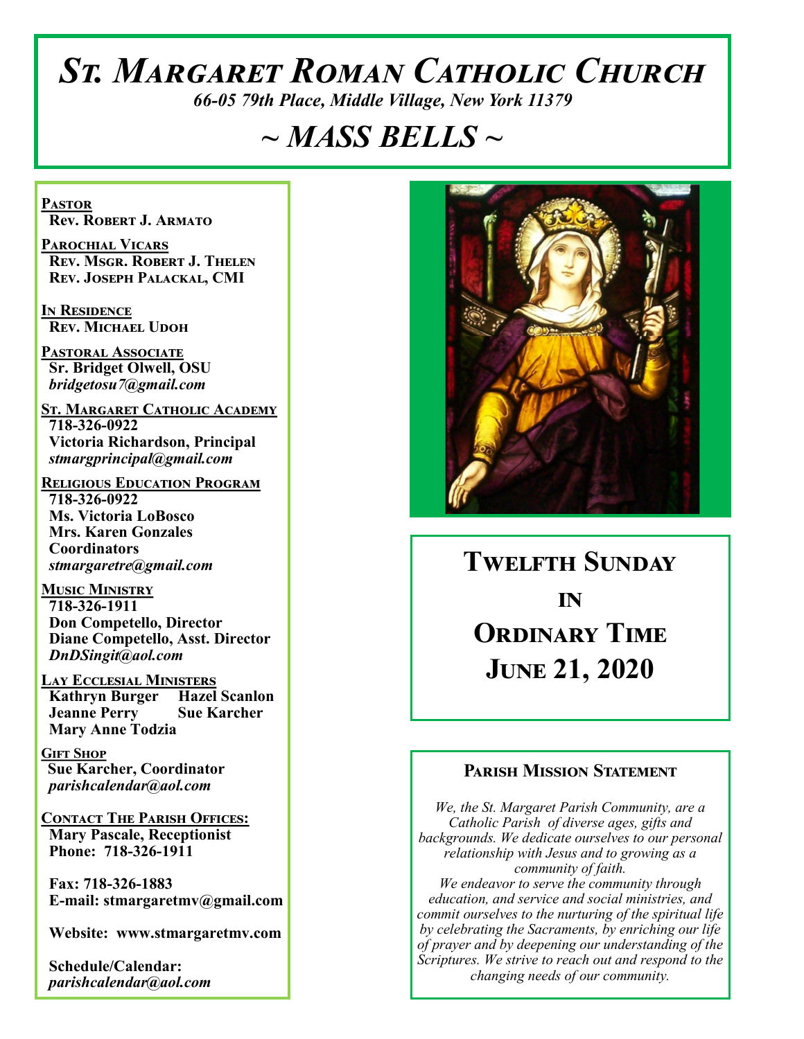# ST. MARGARET ROMAN CATHOLIC CHURCH

*66-05 79th Place, Middle Village, New York 11379*

## ~ MASS BELLS ~

**PASTOR**
**Rev. Robert J. Armato**

**PAROCHIAL VICARS**
**Rev. Msgr. Robert J. Thelen**
**Rev. Joseph Palackal, CMI**

**IN RESIDENCE**
**Rev. Michael Udoh**

**PASTORAL ASSOCIATE**
**Sr. Bridget Olwell, OSU**
*bridgetosu7@gmail.com*

**ST. MARGARET CATHOLIC ACADEMY**
**718-326-0922**
**Victoria Richardson, Principal**
*stmargprincipal@gmail.com*

**RELIGIOUS EDUCATION PROGRAM**
**718-326-0922**
**Ms. Victoria LoBosco**
**Mrs. Karen Gonzales**
**Coordinators**
*stmargaretre@gmail.com*

**MUSIC MINISTRY**
**718-326-1911**
**Don Competello, Director**
**Diane Competello, Asst. Director**
*DnDSingit@aol.com*

**LAY ECCLESIAL MINISTERS**
**Kathryn Burger** **Hazel Scanlon**
**Jeanne Perry** **Sue Karcher**
**Mary Anne Todzia**

**GIFT SHOP**
**Sue Karcher, Coordinator**
*parishcalendar@aol.com*

**CONTACT THE PARISH OFFICES:**
**Mary Pascale, Receptionist**
**Phone: 718-326-1911**

**Fax: 718-326-1883**
**E-mail: stmargaretmv@gmail.com**

**Website: www.stmargaretmv.com**

**Schedule/Calendar:**
*parishcalendar@aol.com*

## TWELFTH SUNDAY IN ORDINARY TIME
## JUNE 21, 2020

### PARISH MISSION STATEMENT

*We, the St. Margaret Parish Community, are a Catholic Parish of diverse ages, gifts and backgrounds. We dedicate ourselves to our personal relationship with Jesus and to growing as a community of faith.*
*We endeavor to serve the community through education, and service and social ministries, and commit ourselves to the nurturing of the spiritual life by celebrating the Sacraments, by enriching our life of prayer and by deepening our understanding of the Scriptures. We strive to reach out and respond to the changing needs of our community.*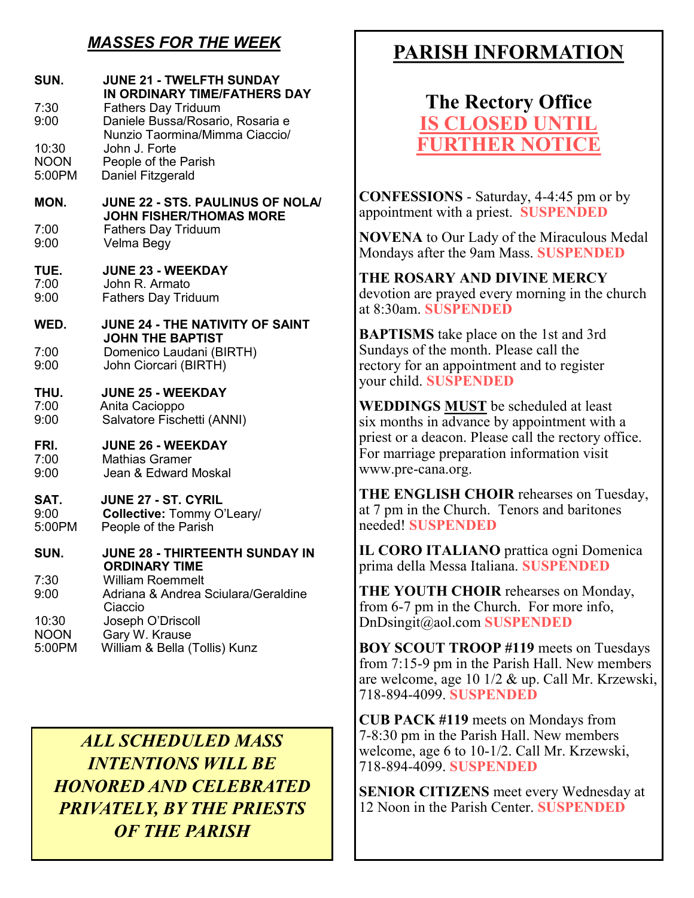## *MASSES FOR THE WEEK*

**SUN. JUNE 21 - TWELFTH SUNDAY IN ORDINARY TIME/FATHERS DAY**

- 7:30 Fathers Day Triduum
- 9:00 Daniele Bussa/Rosario, Rosaria e Nunzio Taormina/Mimma Ciaccio/
- 10:30 John J. Forte
- NOON People of the Parish
- 5:00PM Daniel Fitzgerald

**MON. JUNE 22 - STS. PAULINUS OF NOLA/ JOHN FISHER/THOMAS MORE**

- 7:00 Fathers Day Triduum
- 9:00 Velma Begy

**TUE. JUNE 23 - WEEKDAY**

- 7:00 John R. Armato
- 9:00 Fathers Day Triduum

**WED. JUNE 24 - THE NATIVITY OF SAINT JOHN THE BAPTIST**

- 7:00 Domenico Laudani (BIRTH)
- 9:00 John Ciorcari (BIRTH)

**THU. JUNE 25 - WEEKDAY**

- 7:00 Anita Cacioppo
- 9:00 Salvatore Fischetti (ANNI)

**FRI. JUNE 26 - WEEKDAY**

- 7:00 Mathias Gramer
- 9:00 Jean & Edward Moskal

**SAT. JUNE 27 - ST. CYRIL**

- 9:00 **Collective:** Tommy O'Leary/
- 5:00PM People of the Parish

**SUN. JUNE 28 - THIRTEENTH SUNDAY IN ORDINARY TIME**

- 7:30 William Roemmelt
- 9:00 Adriana & Andrea Sciulara/Geraldine Ciaccio
- 10:30 Joseph O'Driscoll
- NOON Gary W. Krause
- 5:00PM William & Bella (Tollis) Kunz

***ALL SCHEDULED MASS INTENTIONS WILL BE HONORED AND CELEBRATED PRIVATELY, BY THE PRIESTS OF THE PARISH***

# PARISH INFORMATION

## The Rectory Office IS CLOSED UNTIL FURTHER NOTICE

**CONFESSIONS** - Saturday, 4-4:45 pm or by appointment with a priest. **SUSPENDED**

**NOVENA** to Our Lady of the Miraculous Medal Mondays after the 9am Mass. **SUSPENDED**

**THE ROSARY AND DIVINE MERCY** devotion are prayed every morning in the church at 8:30am. **SUSPENDED**

**BAPTISMS** take place on the 1st and 3rd Sundays of the month. Please call the rectory for an appointment and to register your child. **SUSPENDED**

**WEDDINGS MUST** be scheduled at least six months in advance by appointment with a priest or a deacon. Please call the rectory office. For marriage preparation information visit www.pre-cana.org.

**THE ENGLISH CHOIR** rehearses on Tuesday, at 7 pm in the Church. Tenors and baritones needed! **SUSPENDED**

**IL CORO ITALIANO** prattica ogni Domenica prima della Messa Italiana. **SUSPENDED**

**THE YOUTH CHOIR** rehearses on Monday, from 6-7 pm in the Church. For more info, DnDsingit@aol.com **SUSPENDED**

**BOY SCOUT TROOP #119** meets on Tuesdays from 7:15-9 pm in the Parish Hall. New members are welcome, age 10 1/2 & up. Call Mr. Krzewski, 718-894-4099. **SUSPENDED**

**CUB PACK #119** meets on Mondays from 7-8:30 pm in the Parish Hall. New members welcome, age 6 to 10-1/2. Call Mr. Krzewski, 718-894-4099. **SUSPENDED**

**SENIOR CITIZENS** meet every Wednesday at 12 Noon in the Parish Center. **SUSPENDED**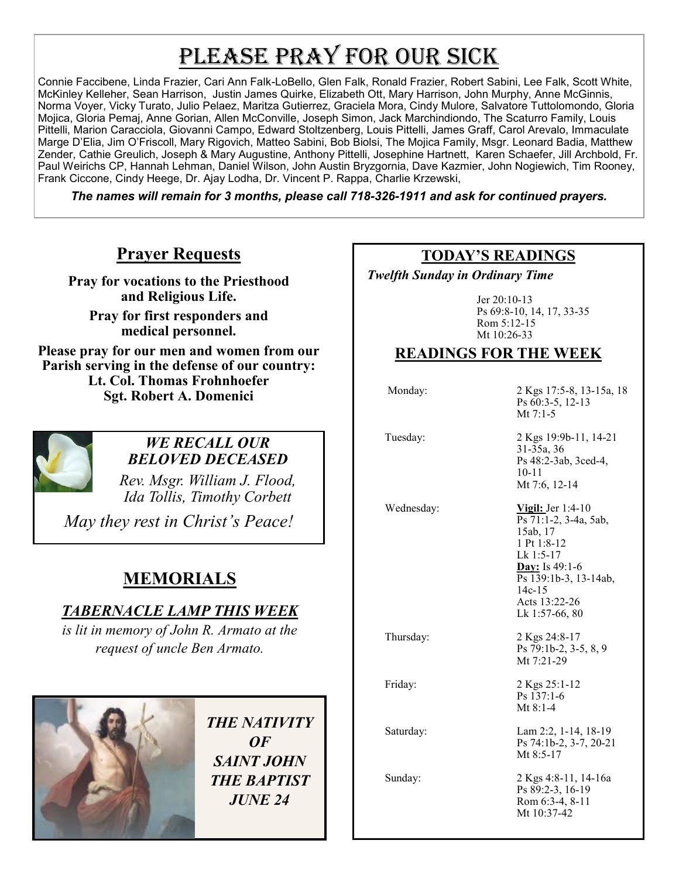# Please Pray For Our Sick

Connie Faccibene, Linda Frazier, Cari Ann Falk-LoBello, Glen Falk, Ronald Frazier, Robert Sabini, Lee Falk, Scott White, McKinley Kelleher, Sean Harrison, Justin James Quirke, Elizabeth Ott, Mary Harrison, John Murphy, Anne McGinnis, Norma Voyer, Vicky Turato, Julio Pelaez, Maritza Gutierrez, Graciela Mora, Cindy Mulore, Salvatore Tuttolomondo, Gloria Mojica, Gloria Pemaj, Anne Gorian, Allen McConville, Joseph Simon, Jack Marchindiondo, The Scaturro Family, Louis Pittelli, Marion Caracciola, Giovanni Campo, Edward Stoltzenberg, Louis Pittelli, James Graff, Carol Arevalo, Immaculate Marge D'Elia, Jim O'Friscoll, Mary Rigovich, Matteo Sabini, Bob Biolsi, The Mojica Family, Msgr. Leonard Badia, Matthew Zender, Cathie Greulich, Joseph & Mary Augustine, Anthony Pittelli, Josephine Hartnett, Karen Schaefer, Jill Archbold, Fr. Paul Weirichs CP, Hannah Lehman, Daniel Wilson, John Austin Bryzgornia, Dave Kazmier, John Nogiewich, Tim Rooney, Frank Ciccone, Cindy Heege, Dr. Ajay Lodha, Dr. Vincent P. Rappa, Charlie Krzewski,

***The names will remain for 3 months, please call 718-326-1911 and ask for continued prayers.***

## Prayer Requests

**Pray for vocations to the Priesthood and Religious Life.**

**Pray for first responders and medical personnel.**

**Please pray for our men and women from our Parish serving in the defense of our country:**
**Lt. Col. Thomas Frohnhoefer**
**Sgt. Robert A. Domenici**

### *WE RECALL OUR BELOVED DECEASED*

*Rev. Msgr. William J. Flood, Ida Tollis, Timothy Corbett*

*May they rest in Christ's Peace!*

## MEMORIALS

### *TABERNACLE LAMP THIS WEEK*

*is lit in memory of John R. Armato at the request of uncle Ben Armato.*

***THE NATIVITY OF SAINT JOHN THE BAPTIST JUNE 24***

## TODAY'S READINGS

***Twelfth Sunday in Ordinary Time***

Jer 20:10-13
Ps 69:8-10, 14, 17, 33-35
Rom 5:12-15
Mt 10:26-33

## READINGS FOR THE WEEK

| | |
|---|---|
| Monday: | 2 Kgs 17:5-8, 13-15a, 18<br>Ps 60:3-5, 12-13<br>Mt 7:1-5 |
| Tuesday: | 2 Kgs 19:9b-11, 14-21 31-35a, 36<br>Ps 48:2-3ab, 3ced-4, 10-11<br>Mt 7:6, 12-14 |
| Wednesday: | **Vigil:** Jer 1:4-10<br>Ps 71:1-2, 3-4a, 5ab, 15ab, 17<br>1 Pt 1:8-12<br>Lk 1:5-17<br>**Day:** Is 49:1-6<br>Ps 139:1b-3, 13-14ab, 14c-15<br>Acts 13:22-26<br>Lk 1:57-66, 80 |
| Thursday: | 2 Kgs 24:8-17<br>Ps 79:1b-2, 3-5, 8, 9<br>Mt 7:21-29 |
| Friday: | 2 Kgs 25:1-12<br>Ps 137:1-6<br>Mt 8:1-4 |
| Saturday: | Lam 2:2, 1-14, 18-19<br>Ps 74:1b-2, 3-7, 20-21<br>Mt 8:5-17 |
| Sunday: | 2 Kgs 4:8-11, 14-16a<br>Ps 89:2-3, 16-19<br>Rom 6:3-4, 8-11<br>Mt 10:37-42 |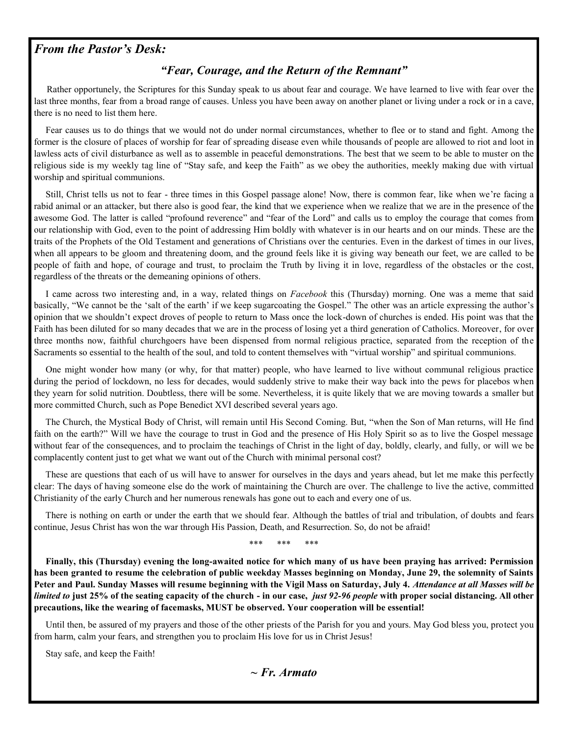## *From the Pastor's Desk:*

### *"Fear, Courage, and the Return of the Remnant"*

Rather opportunely, the Scriptures for this Sunday speak to us about fear and courage. We have learned to live with fear over the last three months, fear from a broad range of causes. Unless you have been away on another planet or living under a rock or in a cave, there is no need to list them here.

Fear causes us to do things that we would not do under normal circumstances, whether to flee or to stand and fight. Among the former is the closure of places of worship for fear of spreading disease even while thousands of people are allowed to riot and loot in lawless acts of civil disturbance as well as to assemble in peaceful demonstrations. The best that we seem to be able to muster on the religious side is my weekly tag line of "Stay safe, and keep the Faith" as we obey the authorities, meekly making due with virtual worship and spiritual communions.

Still, Christ tells us not to fear - three times in this Gospel passage alone! Now, there is common fear, like when we're facing a rabid animal or an attacker, but there also is good fear, the kind that we experience when we realize that we are in the presence of the awesome God. The latter is called "profound reverence" and "fear of the Lord" and calls us to employ the courage that comes from our relationship with God, even to the point of addressing Him boldly with whatever is in our hearts and on our minds. These are the traits of the Prophets of the Old Testament and generations of Christians over the centuries. Even in the darkest of times in our lives, when all appears to be gloom and threatening doom, and the ground feels like it is giving way beneath our feet, we are called to be people of faith and hope, of courage and trust, to proclaim the Truth by living it in love, regardless of the obstacles or the cost, regardless of the threats or the demeaning opinions of others.

I came across two interesting and, in a way, related things on *Facebook* this (Thursday) morning. One was a meme that said basically, "We cannot be the 'salt of the earth' if we keep sugarcoating the Gospel." The other was an article expressing the author's opinion that we shouldn't expect droves of people to return to Mass once the lock-down of churches is ended. His point was that the Faith has been diluted for so many decades that we are in the process of losing yet a third generation of Catholics. Moreover, for over three months now, faithful churchgoers have been dispensed from normal religious practice, separated from the reception of the Sacraments so essential to the health of the soul, and told to content themselves with "virtual worship" and spiritual communions.

One might wonder how many (or why, for that matter) people, who have learned to live without communal religious practice during the period of lockdown, no less for decades, would suddenly strive to make their way back into the pews for placebos when they yearn for solid nutrition. Doubtless, there will be some. Nevertheless, it is quite likely that we are moving towards a smaller but more committed Church, such as Pope Benedict XVI described several years ago.

The Church, the Mystical Body of Christ, will remain until His Second Coming. But, "when the Son of Man returns, will He find faith on the earth?" Will we have the courage to trust in God and the presence of His Holy Spirit so as to live the Gospel message without fear of the consequences, and to proclaim the teachings of Christ in the light of day, boldly, clearly, and fully, or will we be complacently content just to get what we want out of the Church with minimal personal cost?

These are questions that each of us will have to answer for ourselves in the days and years ahead, but let me make this perfectly clear: The days of having someone else do the work of maintaining the Church are over. The challenge to live the active, committed Christianity of the early Church and her numerous renewals has gone out to each and every one of us.

There is nothing on earth or under the earth that we should fear. Although the battles of trial and tribulation, of doubts and fears continue, Jesus Christ has won the war through His Passion, Death, and Resurrection. So, do not be afraid!

\*\*\*  \*\*\*  \*\*\*

**Finally, this (Thursday) evening the long-awaited notice for which many of us have been praying has arrived: Permission has been granted to resume the celebration of public weekday Masses beginning on Monday, June 29, the solemnity of Saints Peter and Paul. Sunday Masses will resume beginning with the Vigil Mass on Saturday, July 4.** ***Attendance at all Masses will be limited to*** **just 25% of the seating capacity of the church - in our case,** ***just 92-96 people*** **with proper social distancing. All other precautions, like the wearing of facemasks, MUST be observed. Your cooperation will be essential!**

Until then, be assured of my prayers and those of the other priests of the Parish for you and yours. May God bless you, protect you from harm, calm your fears, and strengthen you to proclaim His love for us in Christ Jesus!

Stay safe, and keep the Faith!

***~ Fr. Armato***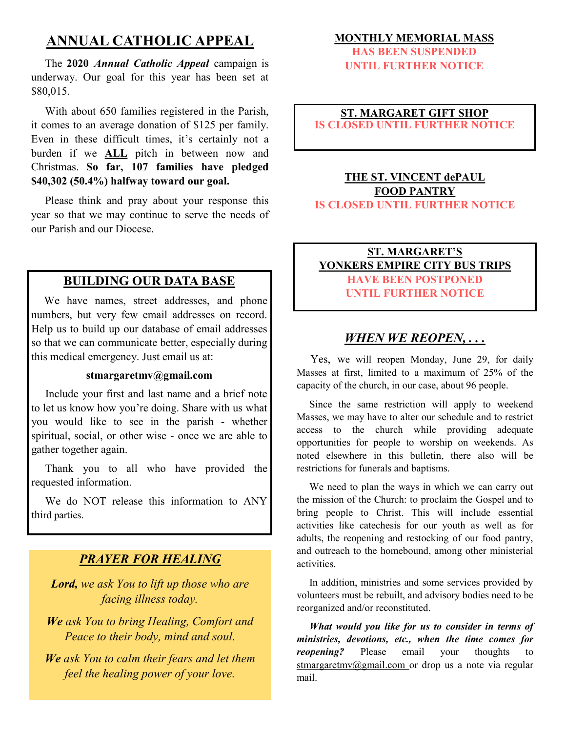## ANNUAL CATHOLIC APPEAL

The **2020 *Annual Catholic Appeal*** campaign is underway. Our goal for this year has been set at $80,015.

With about 650 families registered in the Parish, it comes to an average donation of $125 per family. Even in these difficult times, it's certainly not a burden if we **ALL** pitch in between now and Christmas. **So far, 107 families have pledged $40,302 (50.4%) halfway toward our goal.**

Please think and pray about your response this year so that we may continue to serve the needs of our Parish and our Diocese.

## BUILDING OUR DATA BASE

We have names, street addresses, and phone numbers, but very few email addresses on record. Help us to build up our database of email addresses so that we can communicate better, especially during this medical emergency. Just email us at:

**stmargaretmv@gmail.com**

Include your first and last name and a brief note to let us know how you're doing. Share with us what you would like to see in the parish - whether spiritual, social, or other wise - once we are able to gather together again.

Thank you to all who have provided the requested information.

We do NOT release this information to ANY third parties.

## *PRAYER FOR HEALING*

***Lord,*** *we ask You to lift up those who are facing illness today.*

***We*** *ask You to bring Healing, Comfort and Peace to their body, mind and soul.*

***We*** *ask You to calm their fears and let them feel the healing power of your love.*

**MONTHLY MEMORIAL MASS**
**HAS BEEN SUSPENDED UNTIL FURTHER NOTICE**

**ST. MARGARET GIFT SHOP**
**IS CLOSED UNTIL FURTHER NOTICE**

**THE ST. VINCENT dePAUL FOOD PANTRY**
**IS CLOSED UNTIL FURTHER NOTICE**

**ST. MARGARET'S YONKERS EMPIRE CITY BUS TRIPS**
**HAVE BEEN POSTPONED UNTIL FURTHER NOTICE**

## *WHEN WE REOPEN, . . .*

Yes, we will reopen Monday, June 29, for daily Masses at first, limited to a maximum of 25% of the capacity of the church, in our case, about 96 people.

Since the same restriction will apply to weekend Masses, we may have to alter our schedule and to restrict access to the church while providing adequate opportunities for people to worship on weekends. As noted elsewhere in this bulletin, there also will be restrictions for funerals and baptisms.

We need to plan the ways in which we can carry out the mission of the Church: to proclaim the Gospel and to bring people to Christ. This will include essential activities like catechesis for our youth as well as for adults, the reopening and restocking of our food pantry, and outreach to the homebound, among other ministerial activities.

In addition, ministries and some services provided by volunteers must be rebuilt, and advisory bodies need to be reorganized and/or reconstituted.

***What would you like for us to consider in terms of ministries, devotions, etc., when the time comes for reopening?*** Please email your thoughts to stmargaretmv@gmail.com or drop us a note via regular mail.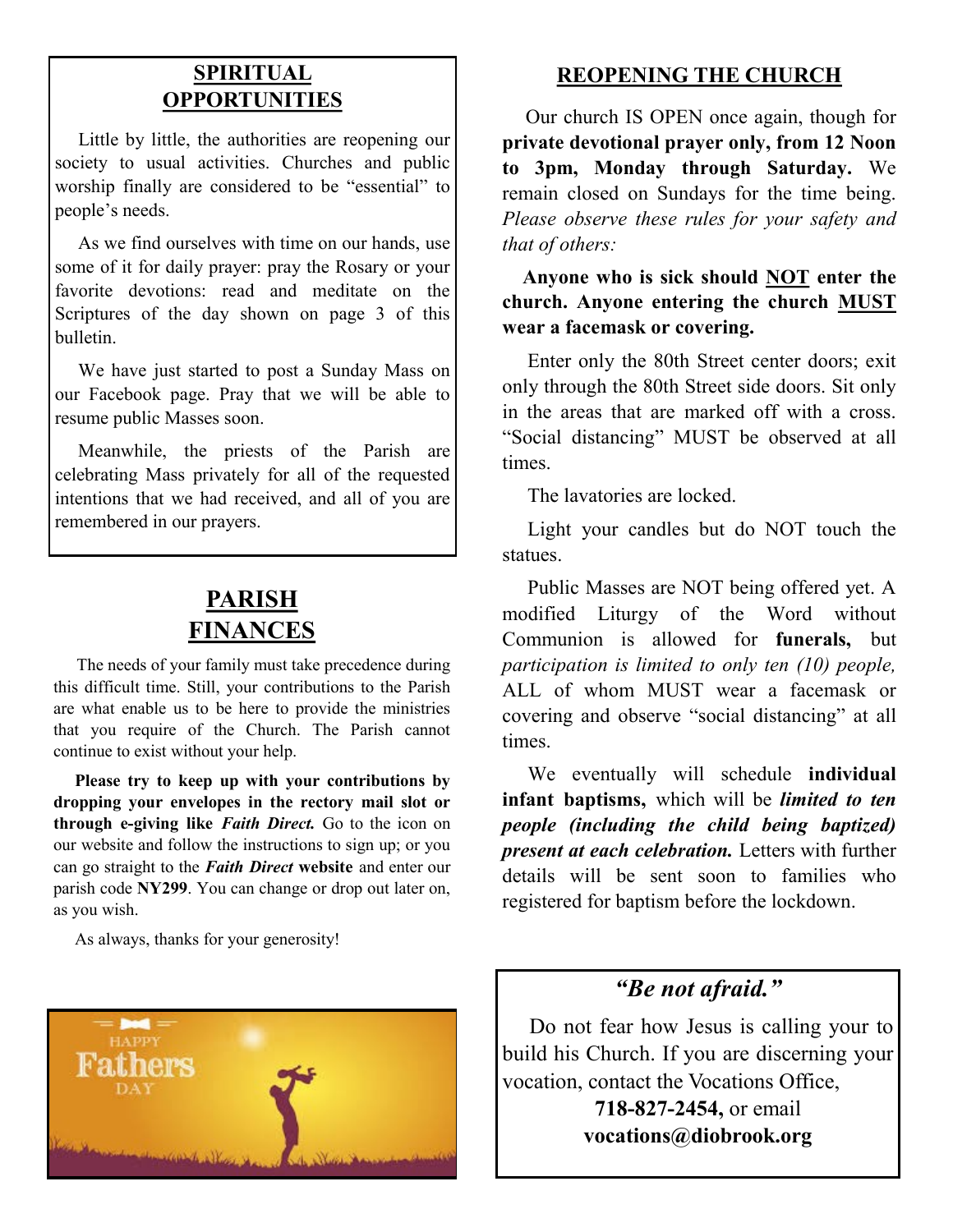## SPIRITUAL OPPORTUNITIES

Little by little, the authorities are reopening our society to usual activities. Churches and public worship finally are considered to be "essential" to people's needs.

As we find ourselves with time on our hands, use some of it for daily prayer: pray the Rosary or your favorite devotions: read and meditate on the Scriptures of the day shown on page 3 of this bulletin.

We have just started to post a Sunday Mass on our Facebook page. Pray that we will be able to resume public Masses soon.

Meanwhile, the priests of the Parish are celebrating Mass privately for all of the requested intentions that we had received, and all of you are remembered in our prayers.

## PARISH FINANCES

The needs of your family must take precedence during this difficult time. Still, your contributions to the Parish are what enable us to be here to provide the ministries that you require of the Church. The Parish cannot continue to exist without your help.

**Please try to keep up with your contributions by dropping your envelopes in the rectory mail slot or through e-giving like *Faith Direct.*** Go to the icon on our website and follow the instructions to sign up; or you can go straight to the ***Faith Direct* website** and enter our parish code **NY299**. You can change or drop out later on, as you wish.

As always, thanks for your generosity!

HAPPY Fathers DAY

## REOPENING THE CHURCH

Our church IS OPEN once again, though for **private devotional prayer only, from 12 Noon to 3pm, Monday through Saturday.** We remain closed on Sundays for the time being. *Please observe these rules for your safety and that of others:*

**Anyone who is sick should NOT enter the church. Anyone entering the church MUST wear a facemask or covering.**

Enter only the 80th Street center doors; exit only through the 80th Street side doors. Sit only in the areas that are marked off with a cross. "Social distancing" MUST be observed at all times.

The lavatories are locked.

Light your candles but do NOT touch the statues.

Public Masses are NOT being offered yet. A modified Liturgy of the Word without Communion is allowed for **funerals,** but *participation is limited to only ten (10) people,* ALL of whom MUST wear a facemask or covering and observe "social distancing" at all times.

We eventually will schedule **individual infant baptisms,** which will be ***limited to ten people (including the child being baptized) present at each celebration.*** Letters with further details will be sent soon to families who registered for baptism before the lockdown.

### *"Be not afraid."*

Do not fear how Jesus is calling your to build his Church. If you are discerning your vocation, contact the Vocations Office, **718-827-2454,** or email **vocations@diobrook.org**